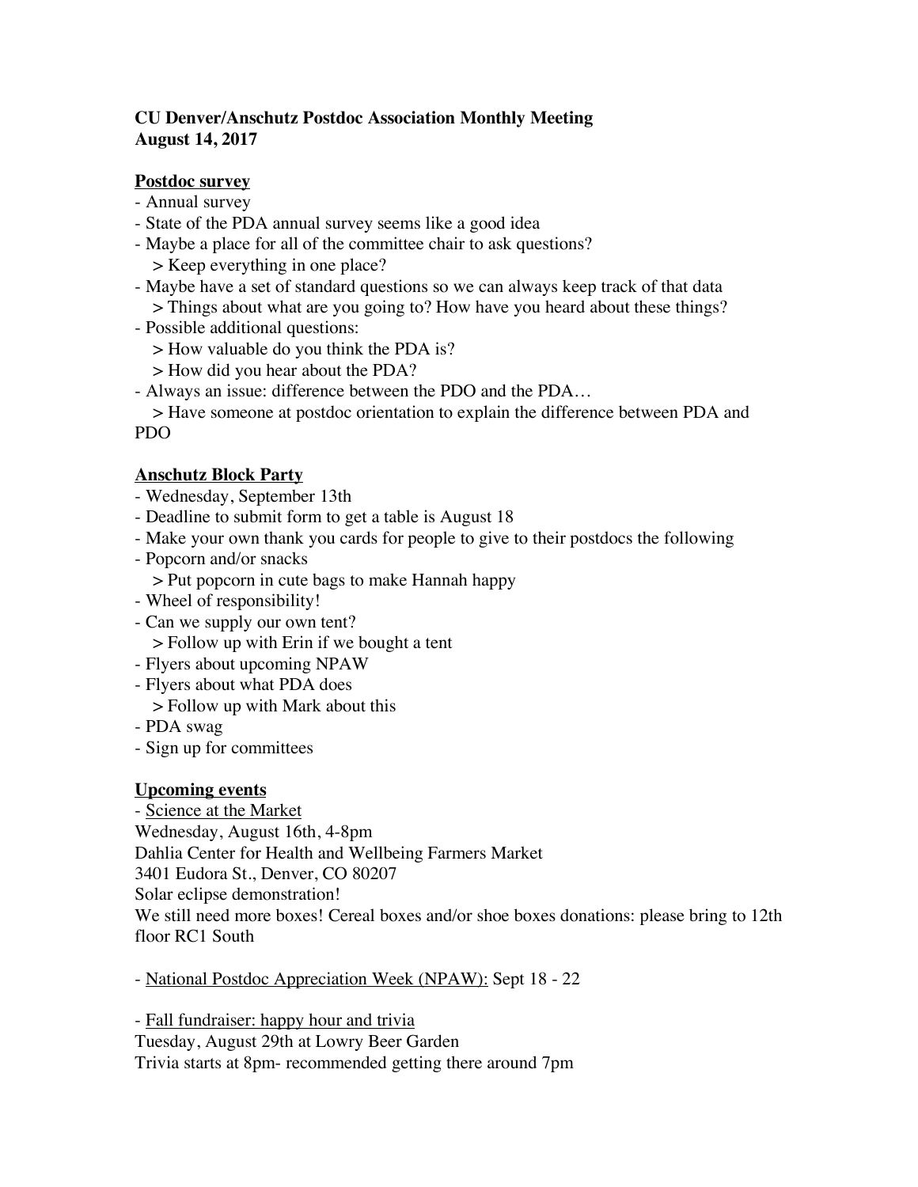**CU Denver/Anschutz Postdoc Association Monthly Meeting**
**August 14, 2017**

## Postdoc survey

- Annual survey
- State of the PDA annual survey seems like a good idea
- Maybe a place for all of the committee chair to ask questions?
  > Keep everything in one place?
- Maybe have a set of standard questions so we can always keep track of that data
  > Things about what are you going to? How have you heard about these things?
- Possible additional questions:
  > How valuable do you think the PDA is?
  > How did you hear about the PDA?
- Always an issue: difference between the PDO and the PDA…
  > Have someone at postdoc orientation to explain the difference between PDA and PDO

## Anschutz Block Party

- Wednesday, September 13th
- Deadline to submit form to get a table is August 18
- Make your own thank you cards for people to give to their postdocs the following
- Popcorn and/or snacks
  > Put popcorn in cute bags to make Hannah happy
- Wheel of responsibility!
- Can we supply our own tent?
  > Follow up with Erin if we bought a tent
- Flyers about upcoming NPAW
- Flyers about what PDA does
  > Follow up with Mark about this
- PDA swag
- Sign up for committees

## Upcoming events

- Science at the Market
Wednesday, August 16th, 4-8pm
Dahlia Center for Health and Wellbeing Farmers Market
3401 Eudora St., Denver, CO 80207
Solar eclipse demonstration!
We still need more boxes! Cereal boxes and/or shoe boxes donations: please bring to 12th floor RC1 South

- National Postdoc Appreciation Week (NPAW): Sept 18 - 22

- Fall fundraiser: happy hour and trivia
Tuesday, August 29th at Lowry Beer Garden
Trivia starts at 8pm- recommended getting there around 7pm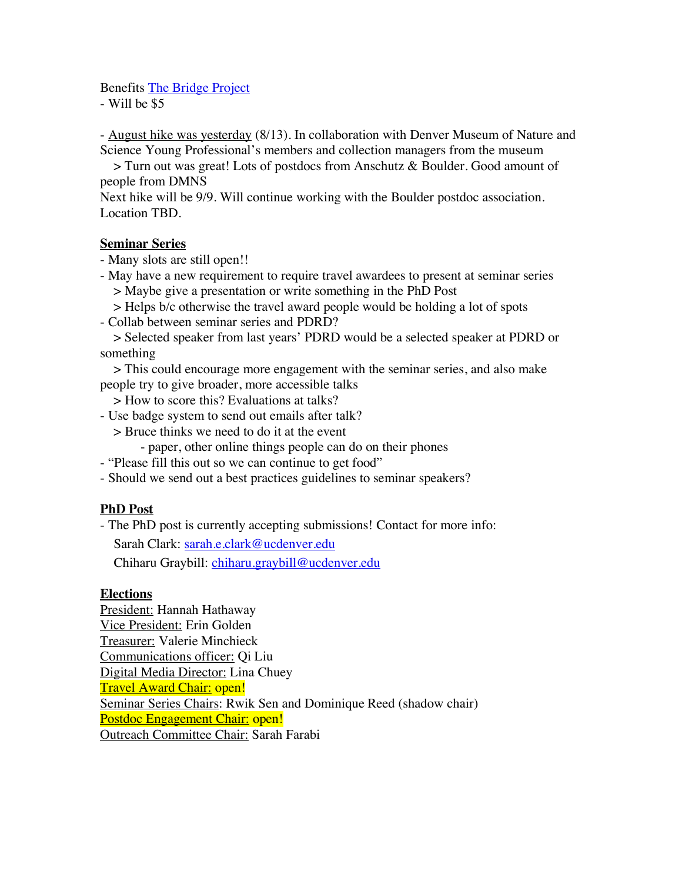Benefits [The Bridge Project](#)
- Will be $5

- August hike was yesterday (8/13). In collaboration with Denver Museum of Nature and Science Young Professional's members and collection managers from the museum
  > Turn out was great! Lots of postdocs from Anschutz & Boulder. Good amount of people from DMNS

Next hike will be 9/9. Will continue working with the Boulder postdoc association. Location TBD.

**Seminar Series**

- Many slots are still open!!
- May have a new requirement to require travel awardees to present at seminar series
  > Maybe give a presentation or write something in the PhD Post
  > Helps b/c otherwise the travel award people would be holding a lot of spots
- Collab between seminar series and PDRD?
  > Selected speaker from last years' PDRD would be a selected speaker at PDRD or something
  > This could encourage more engagement with the seminar series, and also make people try to give broader, more accessible talks
  > How to score this? Evaluations at talks?
- Use badge system to send out emails after talk?
  > Bruce thinks we need to do it at the event
    - paper, other online things people can do on their phones
- "Please fill this out so we can continue to get food"
- Should we send out a best practices guidelines to seminar speakers?

**PhD Post**

- The PhD post is currently accepting submissions! Contact for more info:
  Sarah Clark: sarah.e.clark@ucdenver.edu
  Chiharu Graybill: chiharu.graybill@ucdenver.edu

**Elections**

President: Hannah Hathaway
Vice President: Erin Golden
Treasurer: Valerie Minchieck
Communications officer: Qi Liu
Digital Media Director: Lina Chuey
Travel Award Chair: open!
Seminar Series Chairs: Rwik Sen and Dominique Reed (shadow chair)
Postdoc Engagement Chair: open!
Outreach Committee Chair: Sarah Farabi